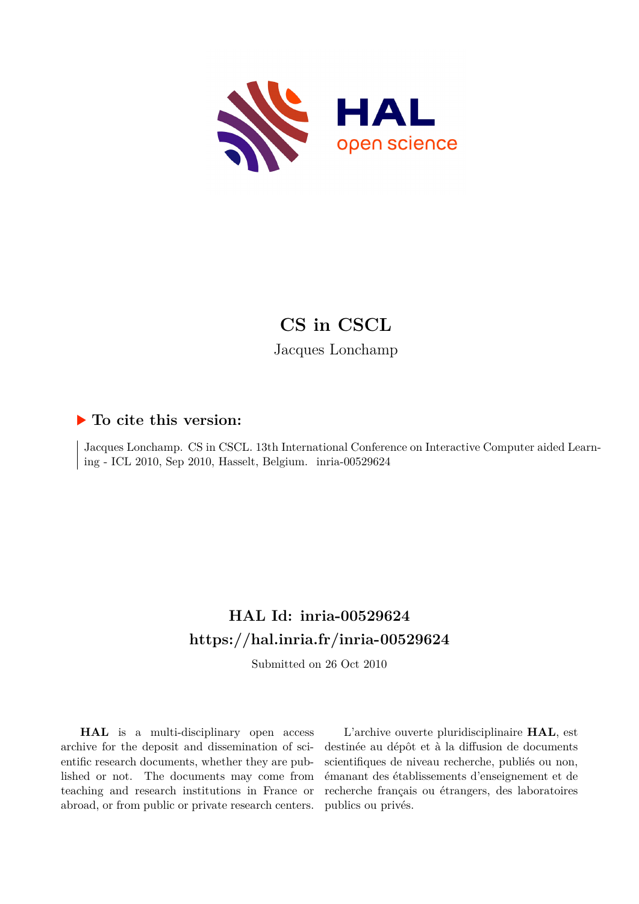# CS in CSCL

Jacques Lonchamp

## ▶ To cite this version:

Jacques Lonchamp. CS in CSCL. 13th International Conference on Interactive Computer aided Learning - ICL 2010, Sep 2010, Hasselt, Belgium. inria-00529624

## HAL Id: inria-00529624

## https://hal.inria.fr/inria-00529624

Submitted on 26 Oct 2010

**HAL** is a multi-disciplinary open access archive for the deposit and dissemination of scientific research documents, whether they are published or not. The documents may come from teaching and research institutions in France or abroad, or from public or private research centers.

L'archive ouverte pluridisciplinaire **HAL**, est destinée au dépôt et à la diffusion de documents scientifiques de niveau recherche, publiés ou non, émanant des établissements d'enseignement et de recherche français ou étrangers, des laboratoires publics ou privés.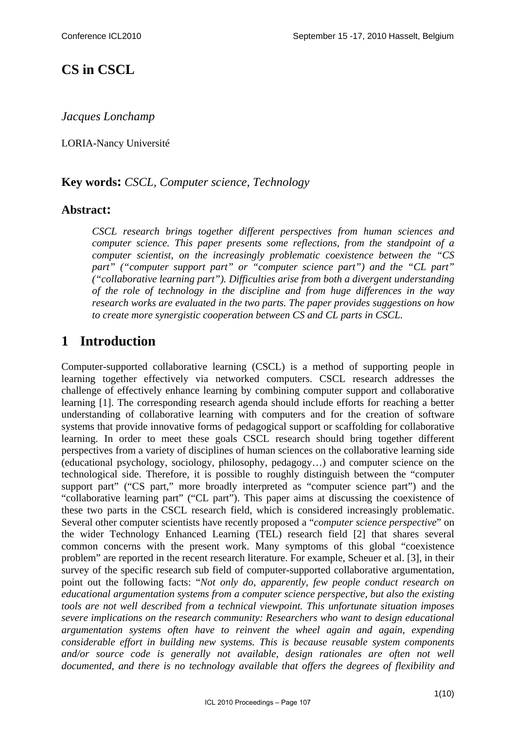# CS in CSCL

*Jacques Lonchamp*

LORIA-Nancy Université

**Key words:** *CSCL, Computer science, Technology*

## Abstract:

*CSCL research brings together different perspectives from human sciences and computer science. This paper presents some reflections, from the standpoint of a computer scientist, on the increasingly problematic coexistence between the "CS part" ("computer support part" or "computer science part") and the "CL part" ("collaborative learning part"). Difficulties arise from both a divergent understanding of the role of technology in the discipline and from huge differences in the way research works are evaluated in the two parts. The paper provides suggestions on how to create more synergistic cooperation between CS and CL parts in CSCL.*

## 1 Introduction

Computer-supported collaborative learning (CSCL) is a method of supporting people in learning together effectively via networked computers. CSCL research addresses the challenge of effectively enhance learning by combining computer support and collaborative learning [1]. The corresponding research agenda should include efforts for reaching a better understanding of collaborative learning with computers and for the creation of software systems that provide innovative forms of pedagogical support or scaffolding for collaborative learning. In order to meet these goals CSCL research should bring together different perspectives from a variety of disciplines of human sciences on the collaborative learning side (educational psychology, sociology, philosophy, pedagogy…) and computer science on the technological side. Therefore, it is possible to roughly distinguish between the "computer support part" ("CS part," more broadly interpreted as "computer science part") and the "collaborative learning part" ("CL part"). This paper aims at discussing the coexistence of these two parts in the CSCL research field, which is considered increasingly problematic. Several other computer scientists have recently proposed a "*computer science perspective*" on the wider Technology Enhanced Learning (TEL) research field [2] that shares several common concerns with the present work. Many symptoms of this global "coexistence problem" are reported in the recent research literature. For example, Scheuer et al. [3], in their survey of the specific research sub field of computer-supported collaborative argumentation, point out the following facts: "*Not only do, apparently, few people conduct research on educational argumentation systems from a computer science perspective, but also the existing tools are not well described from a technical viewpoint. This unfortunate situation imposes severe implications on the research community: Researchers who want to design educational argumentation systems often have to reinvent the wheel again and again, expending considerable effort in building new systems. This is because reusable system components and/or source code is generally not available, design rationales are often not well documented, and there is no technology available that offers the degrees of flexibility and*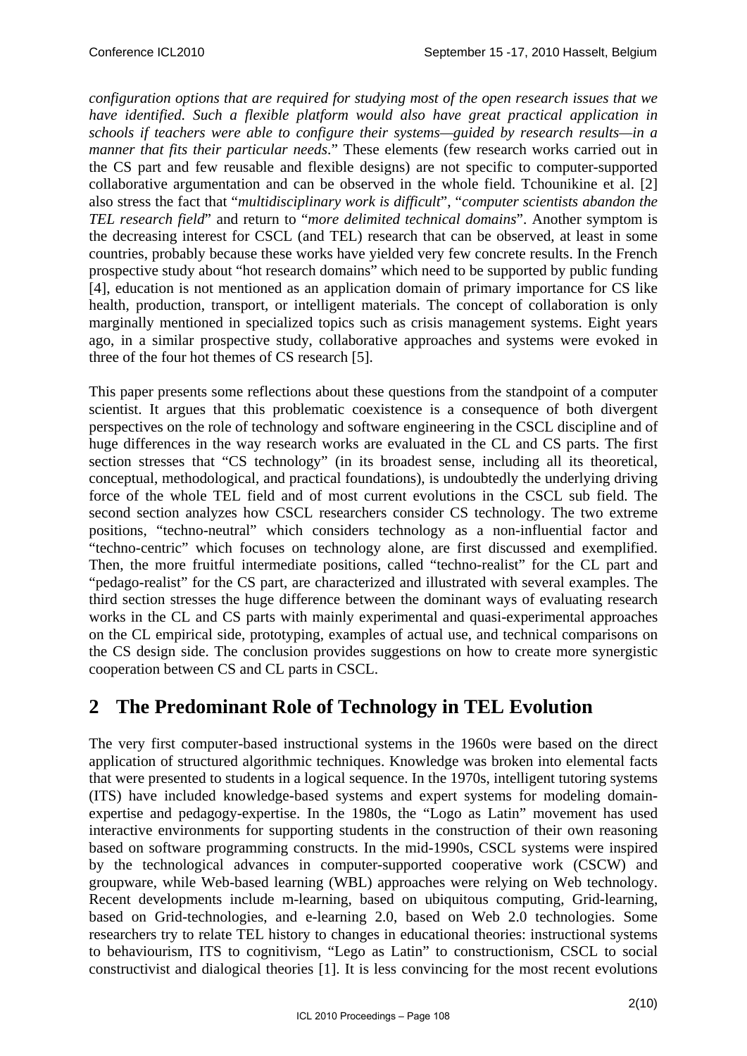*configuration options that are required for studying most of the open research issues that we have identified. Such a flexible platform would also have great practical application in schools if teachers were able to configure their systems—guided by research results—in a manner that fits their particular needs*." These elements (few research works carried out in the CS part and few reusable and flexible designs) are not specific to computer-supported collaborative argumentation and can be observed in the whole field. Tchounikine et al. [2] also stress the fact that "*multidisciplinary work is difficult*", "*computer scientists abandon the TEL research field*" and return to "*more delimited technical domains*". Another symptom is the decreasing interest for CSCL (and TEL) research that can be observed, at least in some countries, probably because these works have yielded very few concrete results. In the French prospective study about "hot research domains" which need to be supported by public funding [4], education is not mentioned as an application domain of primary importance for CS like health, production, transport, or intelligent materials. The concept of collaboration is only marginally mentioned in specialized topics such as crisis management systems. Eight years ago, in a similar prospective study, collaborative approaches and systems were evoked in three of the four hot themes of CS research [5].

This paper presents some reflections about these questions from the standpoint of a computer scientist. It argues that this problematic coexistence is a consequence of both divergent perspectives on the role of technology and software engineering in the CSCL discipline and of huge differences in the way research works are evaluated in the CL and CS parts. The first section stresses that "CS technology" (in its broadest sense, including all its theoretical, conceptual, methodological, and practical foundations), is undoubtedly the underlying driving force of the whole TEL field and of most current evolutions in the CSCL sub field. The second section analyzes how CSCL researchers consider CS technology. The two extreme positions, "techno-neutral" which considers technology as a non-influential factor and "techno-centric" which focuses on technology alone, are first discussed and exemplified. Then, the more fruitful intermediate positions, called "techno-realist" for the CL part and "pedago-realist" for the CS part, are characterized and illustrated with several examples. The third section stresses the huge difference between the dominant ways of evaluating research works in the CL and CS parts with mainly experimental and quasi-experimental approaches on the CL empirical side, prototyping, examples of actual use, and technical comparisons on the CS design side. The conclusion provides suggestions on how to create more synergistic cooperation between CS and CL parts in CSCL.

## 2 The Predominant Role of Technology in TEL Evolution

The very first computer-based instructional systems in the 1960s were based on the direct application of structured algorithmic techniques. Knowledge was broken into elemental facts that were presented to students in a logical sequence. In the 1970s, intelligent tutoring systems (ITS) have included knowledge-based systems and expert systems for modeling domain-expertise and pedagogy-expertise. In the 1980s, the "Logo as Latin" movement has used interactive environments for supporting students in the construction of their own reasoning based on software programming constructs. In the mid-1990s, CSCL systems were inspired by the technological advances in computer-supported cooperative work (CSCW) and groupware, while Web-based learning (WBL) approaches were relying on Web technology. Recent developments include m-learning, based on ubiquitous computing, Grid-learning, based on Grid-technologies, and e-learning 2.0, based on Web 2.0 technologies. Some researchers try to relate TEL history to changes in educational theories: instructional systems to behaviourism, ITS to cognitivism, "Lego as Latin" to constructionism, CSCL to social constructivist and dialogical theories [1]. It is less convincing for the most recent evolutions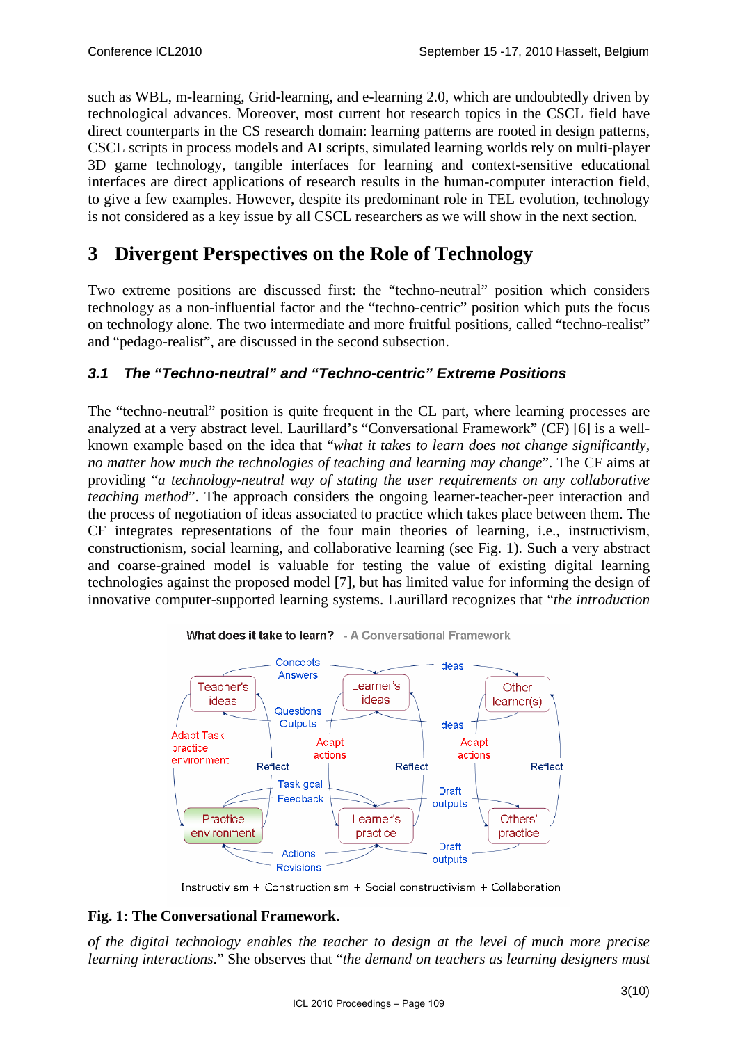such as WBL, m-learning, Grid-learning, and e-learning 2.0, which are undoubtedly driven by technological advances. Moreover, most current hot research topics in the CSCL field have direct counterparts in the CS research domain: learning patterns are rooted in design patterns, CSCL scripts in process models and AI scripts, simulated learning worlds rely on multi-player 3D game technology, tangible interfaces for learning and context-sensitive educational interfaces are direct applications of research results in the human-computer interaction field, to give a few examples. However, despite its predominant role in TEL evolution, technology is not considered as a key issue by all CSCL researchers as we will show in the next section.

# 3 Divergent Perspectives on the Role of Technology

Two extreme positions are discussed first: the "techno-neutral" position which considers technology as a non-influential factor and the "techno-centric" position which puts the focus on technology alone. The two intermediate and more fruitful positions, called "techno-realist" and "pedago-realist", are discussed in the second subsection.

## 3.1 The "Techno-neutral" and Techno-centric" Extreme Positions

The "techno-neutral" position is quite frequent in the CL part, where learning processes are analyzed at a very abstract level. Laurillard's "Conversational Framework" (CF) [6] is a well-known example based on the idea that "*what it takes to learn does not change significantly, no matter how much the technologies of teaching and learning may change*". The CF aims at providing "*a technology-neutral way of stating the user requirements on any collaborative teaching method*". The approach considers the ongoing learner-teacher-peer interaction and the process of negotiation of ideas associated to practice which takes place between them. The CF integrates representations of the four main theories of learning, i.e., instructivism, constructionism, social learning, and collaborative learning (see Fig. 1). Such a very abstract and coarse-grained model is valuable for testing the value of existing digital learning technologies against the proposed model [7], but has limited value for informing the design of innovative computer-supported learning systems. Laurillard recognizes that "*the introduction*

What does it take to learn? - A Conversational Framework

Teacher's ideas, Learner's ideas, Other learner(s), Practice environment, Learner's practice, Others' practice; Concepts Answers, Questions Outputs, Ideas, Adapt Task practice environment, Adapt actions, Reflect, Task goal Feedback, Draft outputs, Actions Revisions

Instructivism + Constructionism + Social constructivism + Collaboration

**Fig. 1: The Conversational Framework.**

*of the digital technology enables the teacher to design at the level of much more precise learning interactions*." She observes that "*the demand on teachers as learning designers must*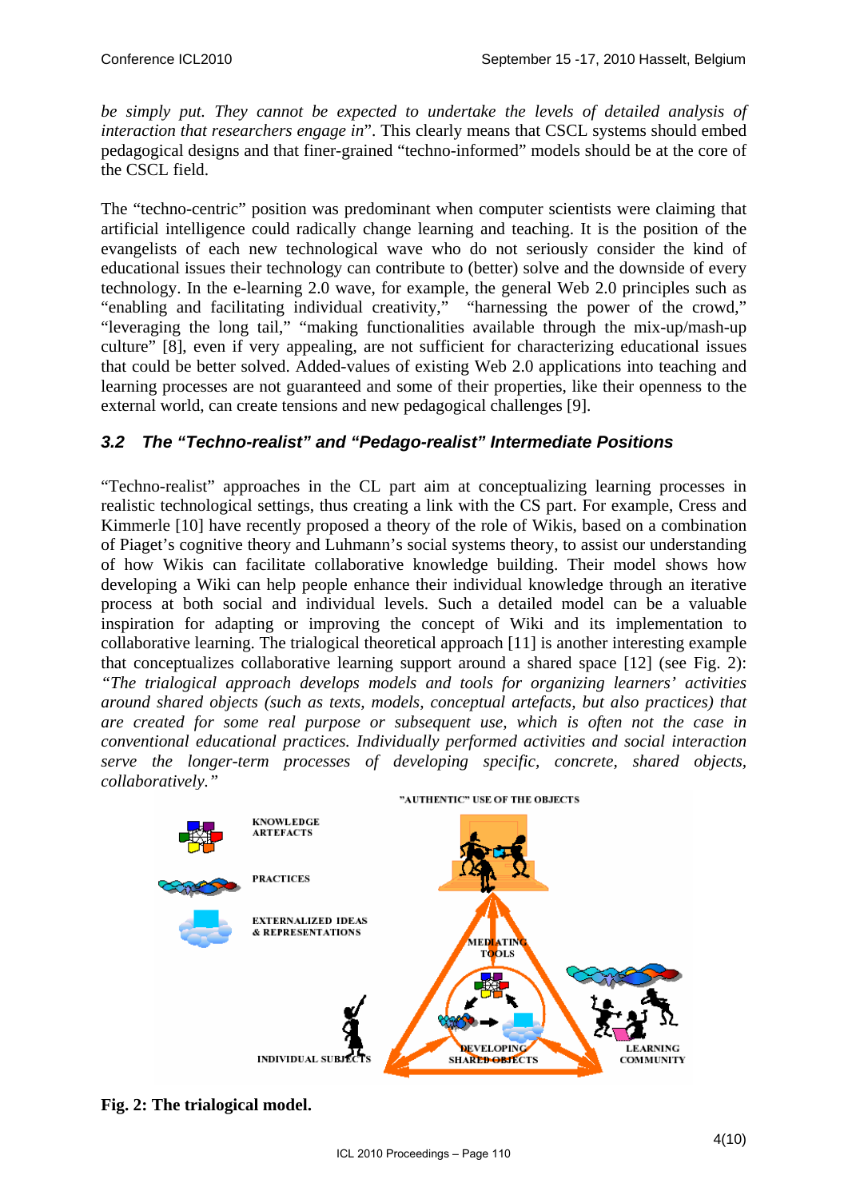*be simply put. They cannot be expected to undertake the levels of detailed analysis of interaction that researchers engage in*". This clearly means that CSCL systems should embed pedagogical designs and that finer-grained "techno-informed" models should be at the core of the CSCL field.

The "techno-centric" position was predominant when computer scientists were claiming that artificial intelligence could radically change learning and teaching. It is the position of the evangelists of each new technological wave who do not seriously consider the kind of educational issues their technology can contribute to (better) solve and the downside of every technology. In the e-learning 2.0 wave, for example, the general Web 2.0 principles such as "enabling and facilitating individual creativity," "harnessing the power of the crowd," "leveraging the long tail," "making functionalities available through the mix-up/mash-up culture" [8], even if very appealing, are not sufficient for characterizing educational issues that could be better solved. Added-values of existing Web 2.0 applications into teaching and learning processes are not guaranteed and some of their properties, like their openness to the external world, can create tensions and new pedagogical challenges [9].

### *3.2 The "Techno-realist" and "Pedago-realist" Intermediate Positions*

"Techno-realist" approaches in the CL part aim at conceptualizing learning processes in realistic technological settings, thus creating a link with the CS part. For example, Cress and Kimmerle [10] have recently proposed a theory of the role of Wikis, based on a combination of Piaget's cognitive theory and Luhmann's social systems theory, to assist our understanding of how Wikis can facilitate collaborative knowledge building. Their model shows how developing a Wiki can help people enhance their individual knowledge through an iterative process at both social and individual levels. Such a detailed model can be a valuable inspiration for adapting or improving the concept of Wiki and its implementation to collaborative learning. The trialogical theoretical approach [11] is another interesting example that conceptualizes collaborative learning support around a shared space [12] (see Fig. 2): *"The trialogical approach develops models and tools for organizing learners' activities around shared objects (such as texts, models, conceptual artefacts, but also practices) that are created for some real purpose or subsequent use, which is often not the case in conventional educational practices. Individually performed activities and social interaction serve the longer-term processes of developing specific, concrete, shared objects, collaboratively."*

**Fig. 2: The trialogical model.**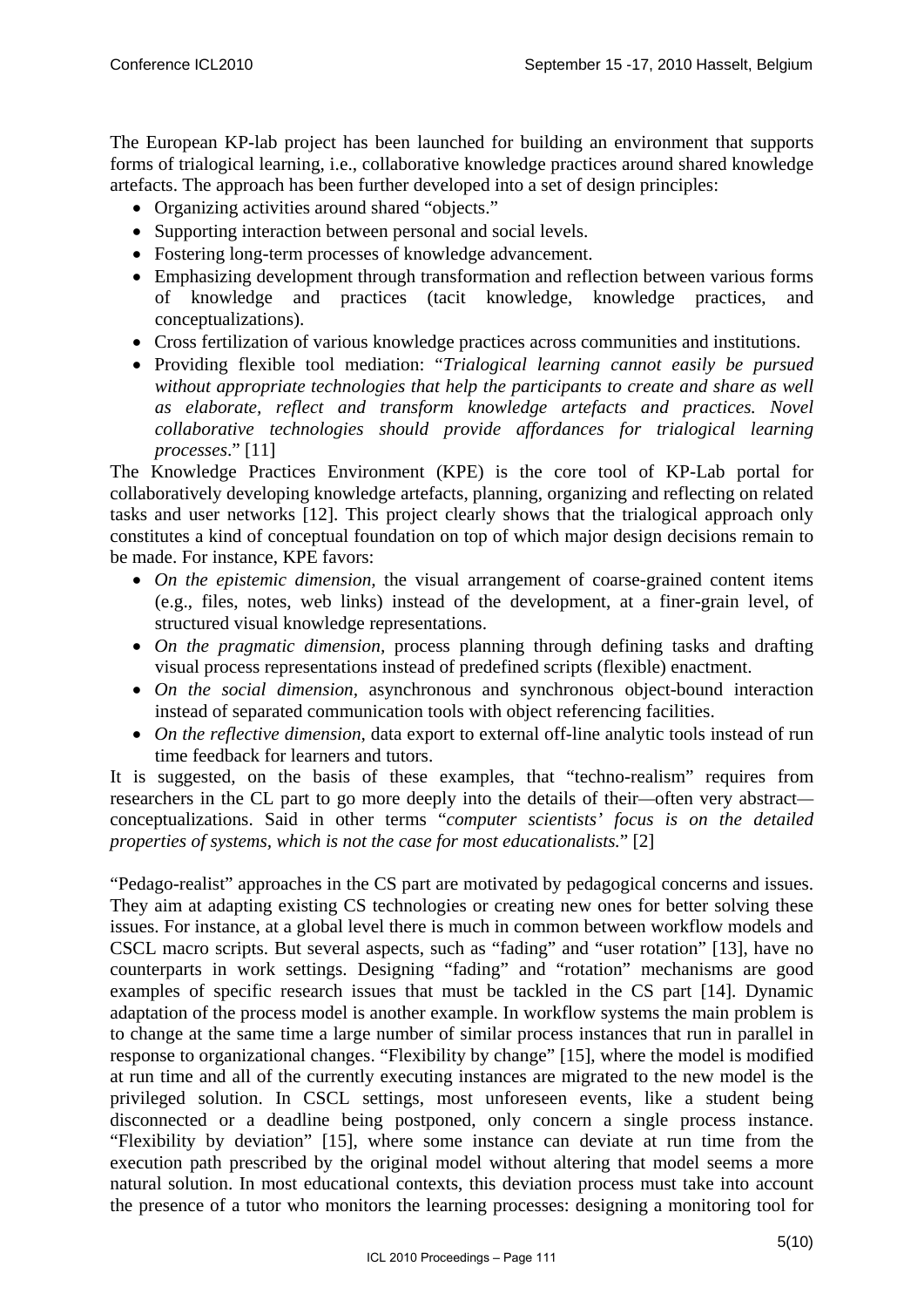The European KP-lab project has been launched for building an environment that supports forms of trialogical learning, i.e., collaborative knowledge practices around shared knowledge artefacts. The approach has been further developed into a set of design principles:

- Organizing activities around shared "objects."
- Supporting interaction between personal and social levels.
- Fostering long-term processes of knowledge advancement.
- Emphasizing development through transformation and reflection between various forms of knowledge and practices (tacit knowledge, knowledge practices, and conceptualizations).
- Cross fertilization of various knowledge practices across communities and institutions.
- Providing flexible tool mediation: "*Trialogical learning cannot easily be pursued without appropriate technologies that help the participants to create and share as well as elaborate, reflect and transform knowledge artefacts and practices. Novel collaborative technologies should provide affordances for trialogical learning processes*." [11]

The Knowledge Practices Environment (KPE) is the core tool of KP-Lab portal for collaboratively developing knowledge artefacts, planning, organizing and reflecting on related tasks and user networks [12]. This project clearly shows that the trialogical approach only constitutes a kind of conceptual foundation on top of which major design decisions remain to be made. For instance, KPE favors:

- *On the epistemic dimension,* the visual arrangement of coarse-grained content items (e.g., files, notes, web links) instead of the development, at a finer-grain level, of structured visual knowledge representations.
- *On the pragmatic dimension,* process planning through defining tasks and drafting visual process representations instead of predefined scripts (flexible) enactment.
- *On the social dimension,* asynchronous and synchronous object-bound interaction instead of separated communication tools with object referencing facilities.
- *On the reflective dimension,* data export to external off-line analytic tools instead of run time feedback for learners and tutors.

It is suggested, on the basis of these examples, that "techno-realism" requires from researchers in the CL part to go more deeply into the details of their—often very abstract—conceptualizations. Said in other terms "*computer scientists' focus is on the detailed properties of systems, which is not the case for most educationalists.*" [2]

"Pedago-realist" approaches in the CS part are motivated by pedagogical concerns and issues. They aim at adapting existing CS technologies or creating new ones for better solving these issues. For instance, at a global level there is much in common between workflow models and CSCL macro scripts. But several aspects, such as "fading" and "user rotation" [13], have no counterparts in work settings. Designing "fading" and "rotation" mechanisms are good examples of specific research issues that must be tackled in the CS part [14]. Dynamic adaptation of the process model is another example. In workflow systems the main problem is to change at the same time a large number of similar process instances that run in parallel in response to organizational changes. "Flexibility by change" [15], where the model is modified at run time and all of the currently executing instances are migrated to the new model is the privileged solution. In CSCL settings, most unforeseen events, like a student being disconnected or a deadline being postponed, only concern a single process instance. "Flexibility by deviation" [15], where some instance can deviate at run time from the execution path prescribed by the original model without altering that model seems a more natural solution. In most educational contexts, this deviation process must take into account the presence of a tutor who monitors the learning processes: designing a monitoring tool for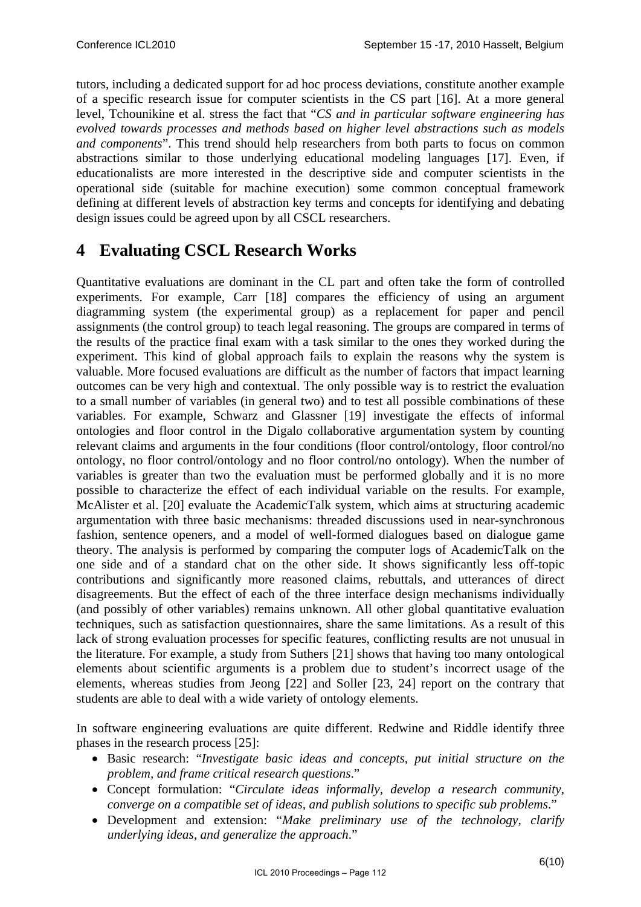tutors, including a dedicated support for ad hoc process deviations, constitute another example of a specific research issue for computer scientists in the CS part [16]. At a more general level, Tchounikine et al. stress the fact that "*CS and in particular software engineering has evolved towards processes and methods based on higher level abstractions such as models and components*". This trend should help researchers from both parts to focus on common abstractions similar to those underlying educational modeling languages [17]. Even, if educationalists are more interested in the descriptive side and computer scientists in the operational side (suitable for machine execution) some common conceptual framework defining at different levels of abstraction key terms and concepts for identifying and debating design issues could be agreed upon by all CSCL researchers.

# 4 Evaluating CSCL Research Works

Quantitative evaluations are dominant in the CL part and often take the form of controlled experiments. For example, Carr [18] compares the efficiency of using an argument diagramming system (the experimental group) as a replacement for paper and pencil assignments (the control group) to teach legal reasoning. The groups are compared in terms of the results of the practice final exam with a task similar to the ones they worked during the experiment. This kind of global approach fails to explain the reasons why the system is valuable. More focused evaluations are difficult as the number of factors that impact learning outcomes can be very high and contextual. The only possible way is to restrict the evaluation to a small number of variables (in general two) and to test all possible combinations of these variables. For example, Schwarz and Glassner [19] investigate the effects of informal ontologies and floor control in the Digalo collaborative argumentation system by counting relevant claims and arguments in the four conditions (floor control/ontology, floor control/no ontology, no floor control/ontology and no floor control/no ontology). When the number of variables is greater than two the evaluation must be performed globally and it is no more possible to characterize the effect of each individual variable on the results. For example, McAlister et al. [20] evaluate the AcademicTalk system, which aims at structuring academic argumentation with three basic mechanisms: threaded discussions used in near-synchronous fashion, sentence openers, and a model of well-formed dialogues based on dialogue game theory. The analysis is performed by comparing the computer logs of AcademicTalk on the one side and of a standard chat on the other side. It shows significantly less off-topic contributions and significantly more reasoned claims, rebuttals, and utterances of direct disagreements. But the effect of each of the three interface design mechanisms individually (and possibly of other variables) remains unknown. All other global quantitative evaluation techniques, such as satisfaction questionnaires, share the same limitations. As a result of this lack of strong evaluation processes for specific features, conflicting results are not unusual in the literature. For example, a study from Suthers [21] shows that having too many ontological elements about scientific arguments is a problem due to student's incorrect usage of the elements, whereas studies from Jeong [22] and Soller [23, 24] report on the contrary that students are able to deal with a wide variety of ontology elements.

In software engineering evaluations are quite different. Redwine and Riddle identify three phases in the research process [25]:

- Basic research: "*Investigate basic ideas and concepts, put initial structure on the problem, and frame critical research questions*."
- Concept formulation: "*Circulate ideas informally, develop a research community, converge on a compatible set of ideas, and publish solutions to specific sub problems*."
- Development and extension: "*Make preliminary use of the technology, clarify underlying ideas, and generalize the approach*."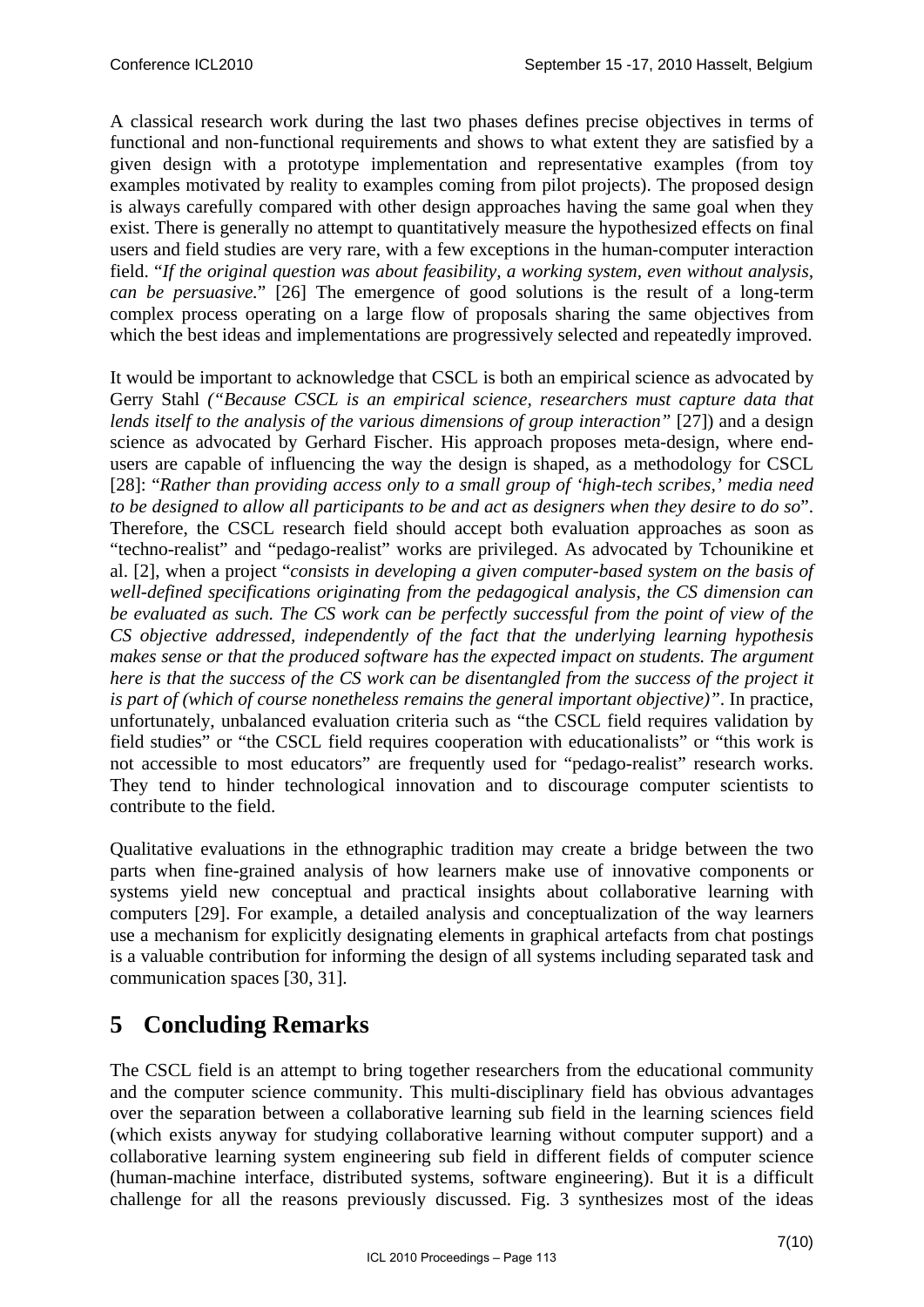A classical research work during the last two phases defines precise objectives in terms of functional and non-functional requirements and shows to what extent they are satisfied by a given design with a prototype implementation and representative examples (from toy examples motivated by reality to examples coming from pilot projects). The proposed design is always carefully compared with other design approaches having the same goal when they exist. There is generally no attempt to quantitatively measure the hypothesized effects on final users and field studies are very rare, with a few exceptions in the human-computer interaction field. "*If the original question was about feasibility, a working system, even without analysis, can be persuasive.*" [26] The emergence of good solutions is the result of a long-term complex process operating on a large flow of proposals sharing the same objectives from which the best ideas and implementations are progressively selected and repeatedly improved.

It would be important to acknowledge that CSCL is both an empirical science as advocated by Gerry Stahl *("Because CSCL is an empirical science, researchers must capture data that lends itself to the analysis of the various dimensions of group interaction"* [27]) and a design science as advocated by Gerhard Fischer. His approach proposes meta-design, where end-users are capable of influencing the way the design is shaped, as a methodology for CSCL [28]: "*Rather than providing access only to a small group of 'high-tech scribes,' media need to be designed to allow all participants to be and act as designers when they desire to do so*". Therefore, the CSCL research field should accept both evaluation approaches as soon as "techno-realist" and "pedago-realist" works are privileged. As advocated by Tchounikine et al. [2], when a project "*consists in developing a given computer-based system on the basis of well-defined specifications originating from the pedagogical analysis, the CS dimension can be evaluated as such. The CS work can be perfectly successful from the point of view of the CS objective addressed, independently of the fact that the underlying learning hypothesis makes sense or that the produced software has the expected impact on students. The argument here is that the success of the CS work can be disentangled from the success of the project it is part of (which of course nonetheless remains the general important objective)"*. In practice, unfortunately, unbalanced evaluation criteria such as "the CSCL field requires validation by field studies" or "the CSCL field requires cooperation with educationalists" or "this work is not accessible to most educators" are frequently used for "pedago-realist" research works. They tend to hinder technological innovation and to discourage computer scientists to contribute to the field.

Qualitative evaluations in the ethnographic tradition may create a bridge between the two parts when fine-grained analysis of how learners make use of innovative components or systems yield new conceptual and practical insights about collaborative learning with computers [29]. For example, a detailed analysis and conceptualization of the way learners use a mechanism for explicitly designating elements in graphical artefacts from chat postings is a valuable contribution for informing the design of all systems including separated task and communication spaces [30, 31].

# 5 Concluding Remarks

The CSCL field is an attempt to bring together researchers from the educational community and the computer science community. This multi-disciplinary field has obvious advantages over the separation between a collaborative learning sub field in the learning sciences field (which exists anyway for studying collaborative learning without computer support) and a collaborative learning system engineering sub field in different fields of computer science (human-machine interface, distributed systems, software engineering). But it is a difficult challenge for all the reasons previously discussed. Fig. 3 synthesizes most of the ideas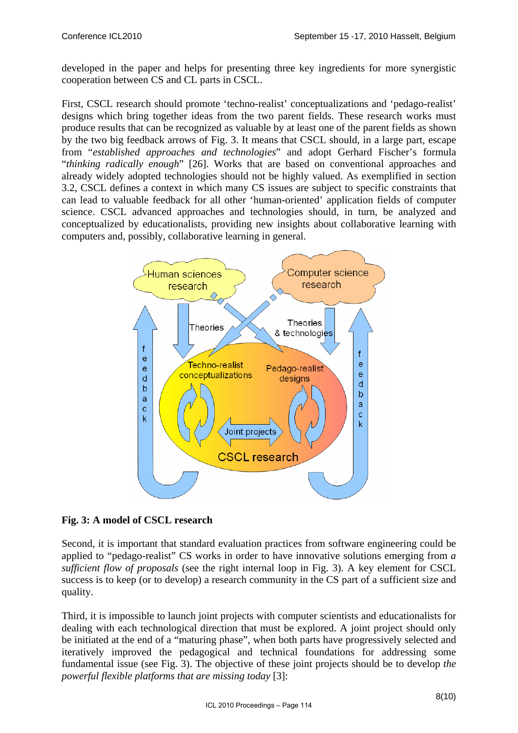developed in the paper and helps for presenting three key ingredients for more synergistic cooperation between CS and CL parts in CSCL.

First, CSCL research should promote 'techno-realist' conceptualizations and 'pedago-realist' designs which bring together ideas from the two parent fields. These research works must produce results that can be recognized as valuable by at least one of the parent fields as shown by the two big feedback arrows of Fig. 3. It means that CSCL should, in a large part, escape from "*established approaches and technologies*" and adopt Gerhard Fischer's formula "*thinking radically enough*" [26]. Works that are based on conventional approaches and already widely adopted technologies should not be highly valued. As exemplified in section 3.2, CSCL defines a context in which many CS issues are subject to specific constraints that can lead to valuable feedback for all other 'human-oriented' application fields of computer science. CSCL advanced approaches and technologies should, in turn, be analyzed and conceptualized by educationalists, providing new insights about collaborative learning with computers and, possibly, collaborative learning in general.

**Fig. 3: A model of CSCL research**

Second, it is important that standard evaluation practices from software engineering could be applied to "pedago-realist" CS works in order to have innovative solutions emerging from *a sufficient flow of proposals* (see the right internal loop in Fig. 3). A key element for CSCL success is to keep (or to develop) a research community in the CS part of a sufficient size and quality.

Third, it is impossible to launch joint projects with computer scientists and educationalists for dealing with each technological direction that must be explored. A joint project should only be initiated at the end of a "maturing phase", when both parts have progressively selected and iteratively improved the pedagogical and technical foundations for addressing some fundamental issue (see Fig. 3). The objective of these joint projects should be to develop *the powerful flexible platforms that are missing today* [3]: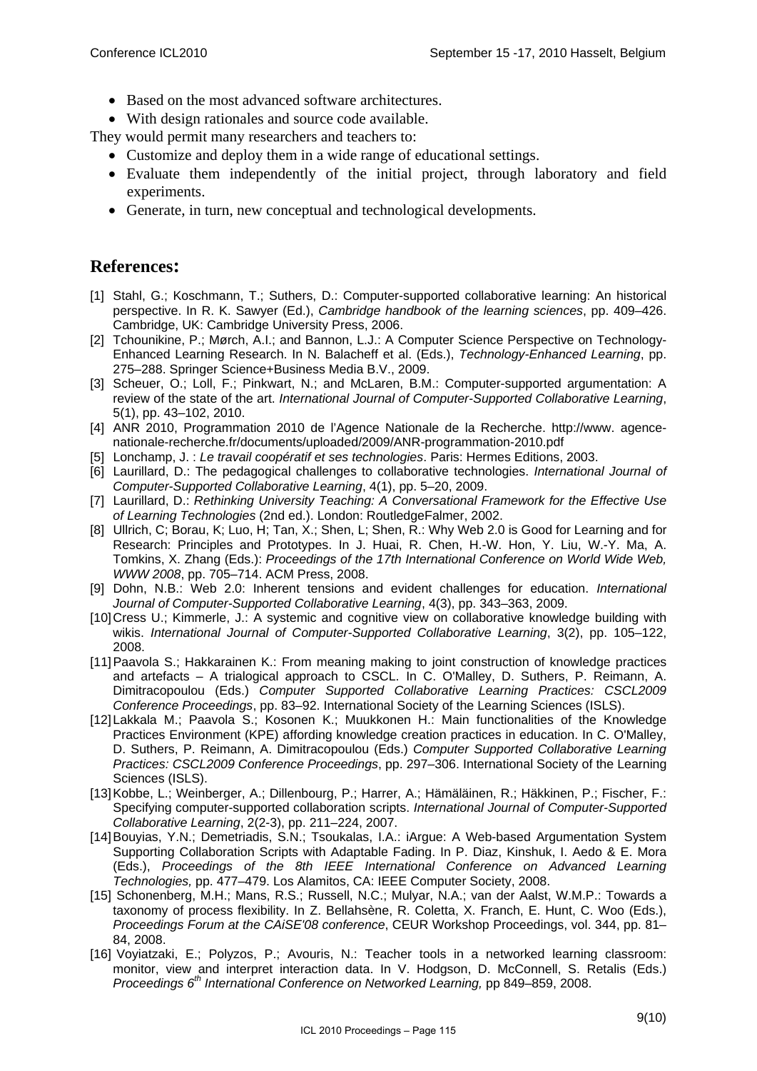- Based on the most advanced software architectures.
- With design rationales and source code available.

They would permit many researchers and teachers to:

- Customize and deploy them in a wide range of educational settings.
- Evaluate them independently of the initial project, through laboratory and field experiments.
- Generate, in turn, new conceptual and technological developments.

## References:

[1] Stahl, G.; Koschmann, T.; Suthers, D.: Computer-supported collaborative learning: An historical perspective. In R. K. Sawyer (Ed.), *Cambridge handbook of the learning sciences*, pp. 409–426. Cambridge, UK: Cambridge University Press, 2006.

[2] Tchounikine, P.; Mørch, A.I.; and Bannon, L.J.: A Computer Science Perspective on Technology-Enhanced Learning Research. In N. Balacheff et al. (Eds.), *Technology-Enhanced Learning*, pp. 275–288. Springer Science+Business Media B.V., 2009.

[3] Scheuer, O.; Loll, F.; Pinkwart, N.; and McLaren, B.M.: Computer-supported argumentation: A review of the state of the art. *International Journal of Computer-Supported Collaborative Learning*, 5(1), pp. 43–102, 2010.

[4] ANR 2010, Programmation 2010 de l'Agence Nationale de la Recherche. http://www. agence-nationale-recherche.fr/documents/uploaded/2009/ANR-programmation-2010.pdf

[5] Lonchamp, J. : *Le travail coopératif et ses technologies*. Paris: Hermes Editions, 2003.

[6] Laurillard, D.: The pedagogical challenges to collaborative technologies. *International Journal of Computer-Supported Collaborative Learning*, 4(1), pp. 5–20, 2009.

[7] Laurillard, D.: *Rethinking University Teaching: A Conversational Framework for the Effective Use of Learning Technologies* (2nd ed.). London: RoutledgeFalmer, 2002.

[8] Ullrich, C; Borau, K; Luo, H; Tan, X.; Shen, L; Shen, R.: Why Web 2.0 is Good for Learning and for Research: Principles and Prototypes. In J. Huai, R. Chen, H.-W. Hon, Y. Liu, W.-Y. Ma, A. Tomkins, X. Zhang (Eds.): *Proceedings of the 17th International Conference on World Wide Web, WWW 2008*, pp. 705–714. ACM Press, 2008.

[9] Dohn, N.B.: Web 2.0: Inherent tensions and evident challenges for education. *International Journal of Computer-Supported Collaborative Learning*, 4(3), pp. 343–363, 2009.

[10] Cress U.; Kimmerle, J.: A systemic and cognitive view on collaborative knowledge building with wikis. *International Journal of Computer-Supported Collaborative Learning*, 3(2), pp. 105–122, 2008.

[11] Paavola S.; Hakkarainen K.: From meaning making to joint construction of knowledge practices and artefacts – A trialogical approach to CSCL. In C. O'Malley, D. Suthers, P. Reimann, A. Dimitracopoulou (Eds.) *Computer Supported Collaborative Learning Practices: CSCL2009 Conference Proceedings*, pp. 83–92. International Society of the Learning Sciences (ISLS).

[12] Lakkala M.; Paavola S.; Kosonen K.; Muukkonen H.: Main functionalities of the Knowledge Practices Environment (KPE) affording knowledge creation practices in education. In C. O'Malley, D. Suthers, P. Reimann, A. Dimitracopoulou (Eds.) *Computer Supported Collaborative Learning Practices: CSCL2009 Conference Proceedings*, pp. 297–306. International Society of the Learning Sciences (ISLS).

[13] Kobbe, L.; Weinberger, A.; Dillenbourg, P.; Harrer, A.; Hämäläinen, R.; Häkkinen, P.; Fischer, F.: Specifying computer-supported collaboration scripts. *International Journal of Computer-Supported Collaborative Learning*, 2(2-3), pp. 211–224, 2007.

[14] Bouyias, Y.N.; Demetriadis, S.N.; Tsoukalas, I.A.: iArgue: A Web-based Argumentation System Supporting Collaboration Scripts with Adaptable Fading. In P. Diaz, Kinshuk, I. Aedo & E. Mora (Eds.), *Proceedings of the 8th IEEE International Conference on Advanced Learning Technologies,* pp. 477–479. Los Alamitos, CA: IEEE Computer Society, 2008.

[15] Schonenberg, M.H.; Mans, R.S.; Russell, N.C.; Mulyar, N.A.; van der Aalst, W.M.P.: Towards a taxonomy of process flexibility. In Z. Bellahsène, R. Coletta, X. Franch, E. Hunt, C. Woo (Eds.), *Proceedings Forum at the CAiSE'08 conference*, CEUR Workshop Proceedings, vol. 344, pp. 81–84, 2008.

[16] Voyiatzaki, E.; Polyzos, P.; Avouris, N.: Teacher tools in a networked learning classroom: monitor, view and interpret interaction data. In V. Hodgson, D. McConnell, S. Retalis (Eds.) *Proceedings 6th International Conference on Networked Learning,* pp 849–859, 2008.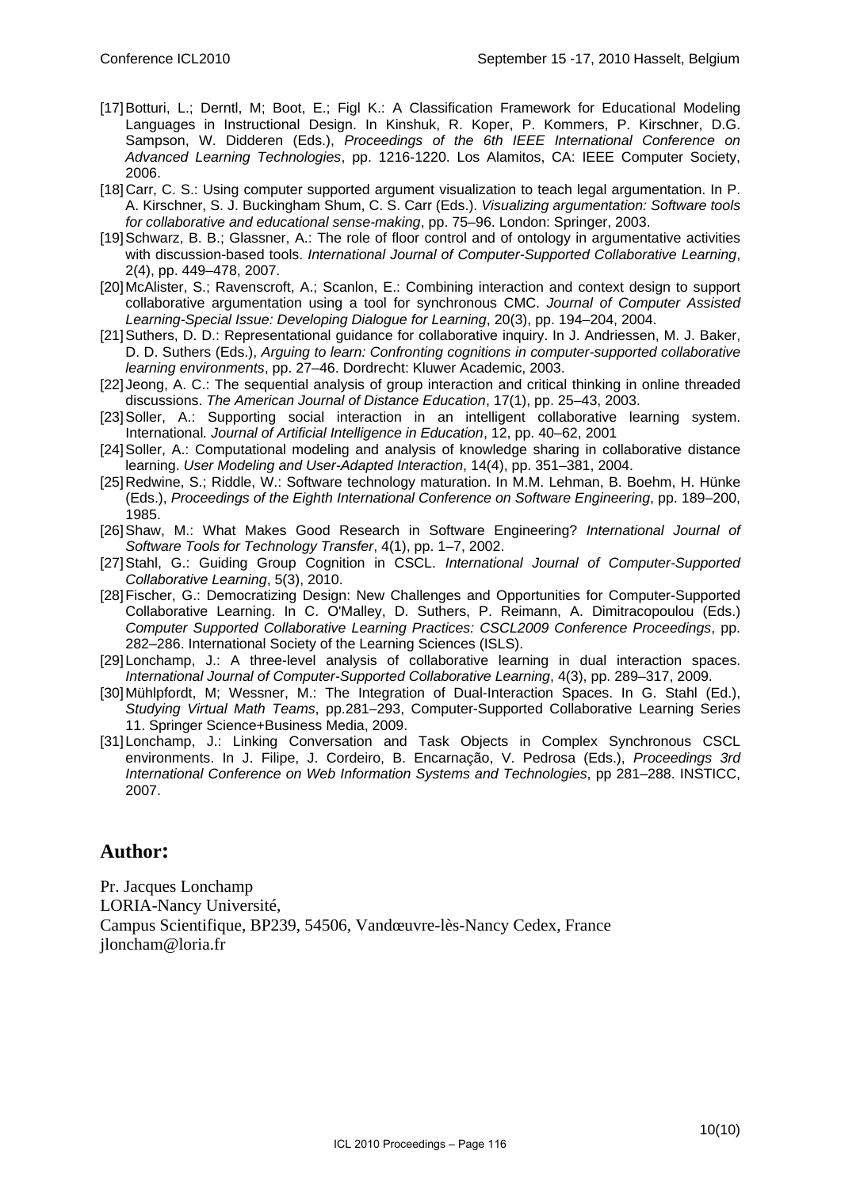[17] Botturi, L.; Derntl, M; Boot, E.; Figl K.: A Classification Framework for Educational Modeling Languages in Instructional Design. In Kinshuk, R. Koper, P. Kommers, P. Kirschner, D.G. Sampson, W. Didderen (Eds.), *Proceedings of the 6th IEEE International Conference on Advanced Learning Technologies*, pp. 1216-1220. Los Alamitos, CA: IEEE Computer Society, 2006.

[18] Carr, C. S.: Using computer supported argument visualization to teach legal argumentation. In P. A. Kirschner, S. J. Buckingham Shum, C. S. Carr (Eds.). *Visualizing argumentation: Software tools for collaborative and educational sense-making*, pp. 75–96. London: Springer, 2003.

[19] Schwarz, B. B.; Glassner, A.: The role of floor control and of ontology in argumentative activities with discussion-based tools. *International Journal of Computer-Supported Collaborative Learning*, 2(4), pp. 449–478, 2007.

[20] McAlister, S.; Ravenscroft, A.; Scanlon, E.: Combining interaction and context design to support collaborative argumentation using a tool for synchronous CMC. *Journal of Computer Assisted Learning-Special Issue: Developing Dialogue for Learning*, 20(3), pp. 194–204, 2004.

[21] Suthers, D. D.: Representational guidance for collaborative inquiry. In J. Andriessen, M. J. Baker, D. D. Suthers (Eds.), *Arguing to learn: Confronting cognitions in computer-supported collaborative learning environments*, pp. 27–46. Dordrecht: Kluwer Academic, 2003.

[22] Jeong, A. C.: The sequential analysis of group interaction and critical thinking in online threaded discussions. *The American Journal of Distance Education*, 17(1), pp. 25–43, 2003.

[23] Soller, A.: Supporting social interaction in an intelligent collaborative learning system. International*. Journal of Artificial Intelligence in Education*, 12, pp. 40–62, 2001

[24] Soller, A.: Computational modeling and analysis of knowledge sharing in collaborative distance learning. *User Modeling and User-Adapted Interaction*, 14(4), pp. 351–381, 2004.

[25] Redwine, S.; Riddle, W.: Software technology maturation. In M.M. Lehman, B. Boehm, H. Hünke (Eds.), *Proceedings of the Eighth International Conference on Software Engineering*, pp. 189–200, 1985.

[26] Shaw, M.: What Makes Good Research in Software Engineering? *International Journal of Software Tools for Technology Transfer*, 4(1), pp. 1–7, 2002.

[27] Stahl, G.: Guiding Group Cognition in CSCL. *International Journal of Computer-Supported Collaborative Learning*, 5(3), 2010.

[28] Fischer, G.: Democratizing Design: New Challenges and Opportunities for Computer-Supported Collaborative Learning. In C. O'Malley, D. Suthers, P. Reimann, A. Dimitracopoulou (Eds.) *Computer Supported Collaborative Learning Practices: CSCL2009 Conference Proceedings*, pp. 282–286. International Society of the Learning Sciences (ISLS).

[29] Lonchamp, J.: A three-level analysis of collaborative learning in dual interaction spaces. *International Journal of Computer-Supported Collaborative Learning*, 4(3), pp. 289–317, 2009.

[30] Mühlpfordt, M; Wessner, M.: The Integration of Dual-Interaction Spaces. In G. Stahl (Ed.), *Studying Virtual Math Teams*, pp.281–293, Computer-Supported Collaborative Learning Series 11. Springer Science+Business Media, 2009.

[31] Lonchamp, J.: Linking Conversation and Task Objects in Complex Synchronous CSCL environments. In J. Filipe, J. Cordeiro, B. Encarnação, V. Pedrosa (Eds.), *Proceedings 3rd International Conference on Web Information Systems and Technologies*, pp 281–288. INSTICC, 2007.

## Author:

Pr. Jacques Lonchamp
LORIA-Nancy Université,
Campus Scientifique, BP239, 54506, Vandœuvre-lès-Nancy Cedex, France
jloncham@loria.fr